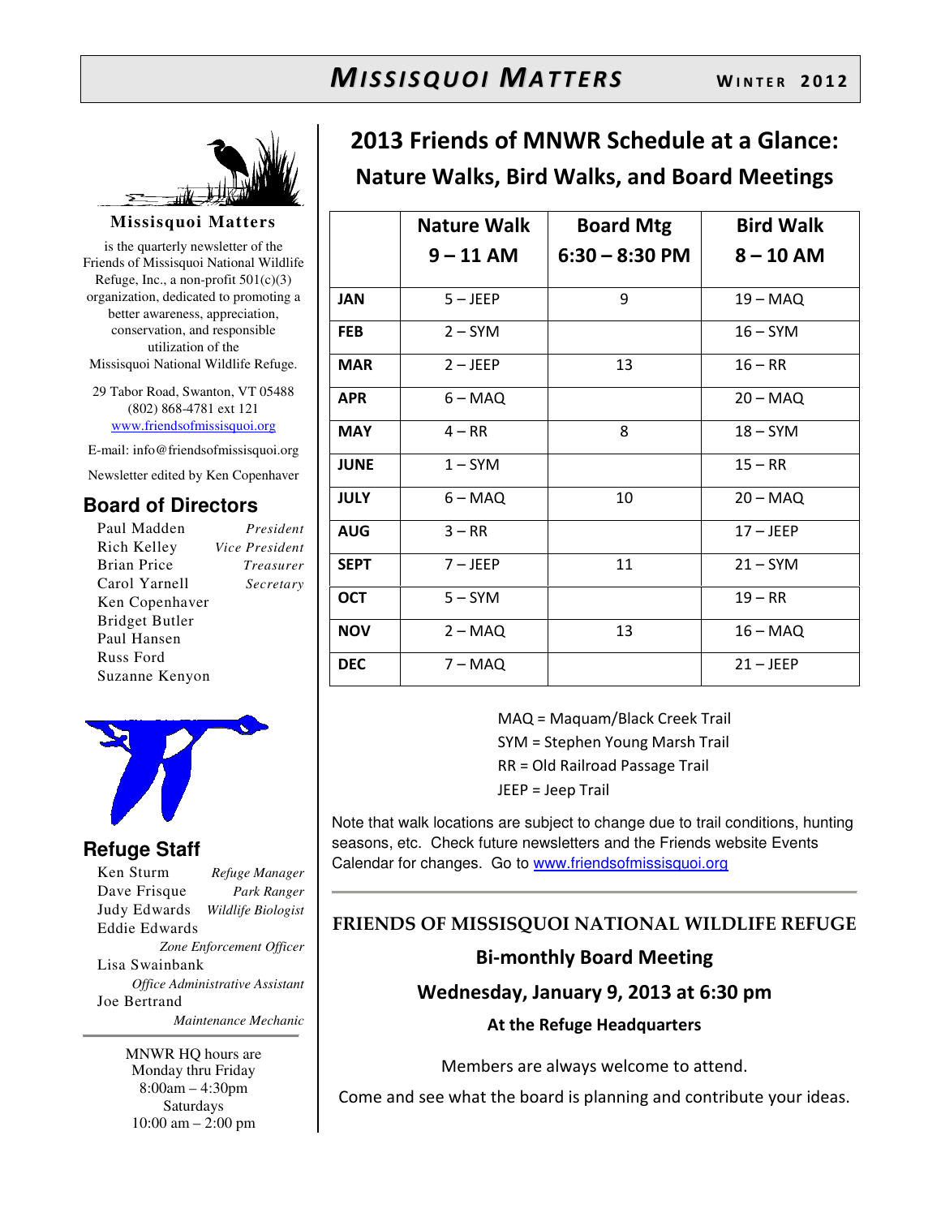# MISSISQUOI MATTERS

WINTER 2012

**Missisquoi Matters**

is the quarterly newsletter of the Friends of Missisquoi National Wildlife Refuge, Inc., a non-profit 501(c)(3) organization, dedicated to promoting a better awareness, appreciation, conservation, and responsible utilization of the Missisquoi National Wildlife Refuge.

29 Tabor Road, Swanton, VT 05488
(802) 868-4781 ext 121
www.friendsofmissisquoi.org

E-mail: info@friendsofmissisquoi.org

Newsletter edited by Ken Copenhaver

## Board of Directors

| Name | Title |
|---|---|
| Paul Madden | *President* |
| Rich Kelley | *Vice President* |
| Brian Price | *Treasurer* |
| Carol Yarnell | *Secretary* |
| Ken Copenhaver | |
| Bridget Butler | |
| Paul Hansen | |
| Russ Ford | |
| Suzanne Kenyon | |

## Refuge Staff

| Name | Title |
|---|---|
| Ken Sturm | *Refuge Manager* |
| Dave Frisque | *Park Ranger* |
| Judy Edwards | *Wildlife Biologist* |
| Eddie Edwards | *Zone Enforcement Officer* |
| Lisa Swainbank | *Office Administrative Assistant* |
| Joe Bertrand | *Maintenance Mechanic* |

MNWR HQ hours are
Monday thru Friday
8:00am – 4:30pm
Saturdays
10:00 am – 2:00 pm

# 2013 Friends of MNWR Schedule at a Glance:

## Nature Walks, Bird Walks, and Board Meetings

| | Nature Walk 9 – 11 AM | Board Mtg 6:30 – 8:30 PM | Bird Walk 8 – 10 AM |
|---|---|---|---|
| **JAN** | 5 – JEEP | 9 | 19 – MAQ |
| **FEB** | 2 – SYM | | 16 – SYM |
| **MAR** | 2 – JEEP | 13 | 16 – RR |
| **APR** | 6 – MAQ | | 20 – MAQ |
| **MAY** | 4 – RR | 8 | 18 – SYM |
| **JUNE** | 1 – SYM | | 15 – RR |
| **JULY** | 6 – MAQ | 10 | 20 – MAQ |
| **AUG** | 3 – RR | | 17 – JEEP |
| **SEPT** | 7 – JEEP | 11 | 21 – SYM |
| **OCT** | 5 – SYM | | 19 – RR |
| **NOV** | 2 – MAQ | 13 | 16 – MAQ |
| **DEC** | 7 – MAQ | | 21 – JEEP |

MAQ = Maquam/Black Creek Trail
SYM = Stephen Young Marsh Trail
RR = Old Railroad Passage Trail
JEEP = Jeep Trail

Note that walk locations are subject to change due to trail conditions, hunting seasons, etc. Check future newsletters and the Friends website Events Calendar for changes. Go to www.friendsofmissisquoi.org

---

## FRIENDS OF MISSISQUOI NATIONAL WILDLIFE REFUGE

### Bi-monthly Board Meeting

### Wednesday, January 9, 2013 at 6:30 pm

**At the Refuge Headquarters**

Members are always welcome to attend.

Come and see what the board is planning and contribute your ideas.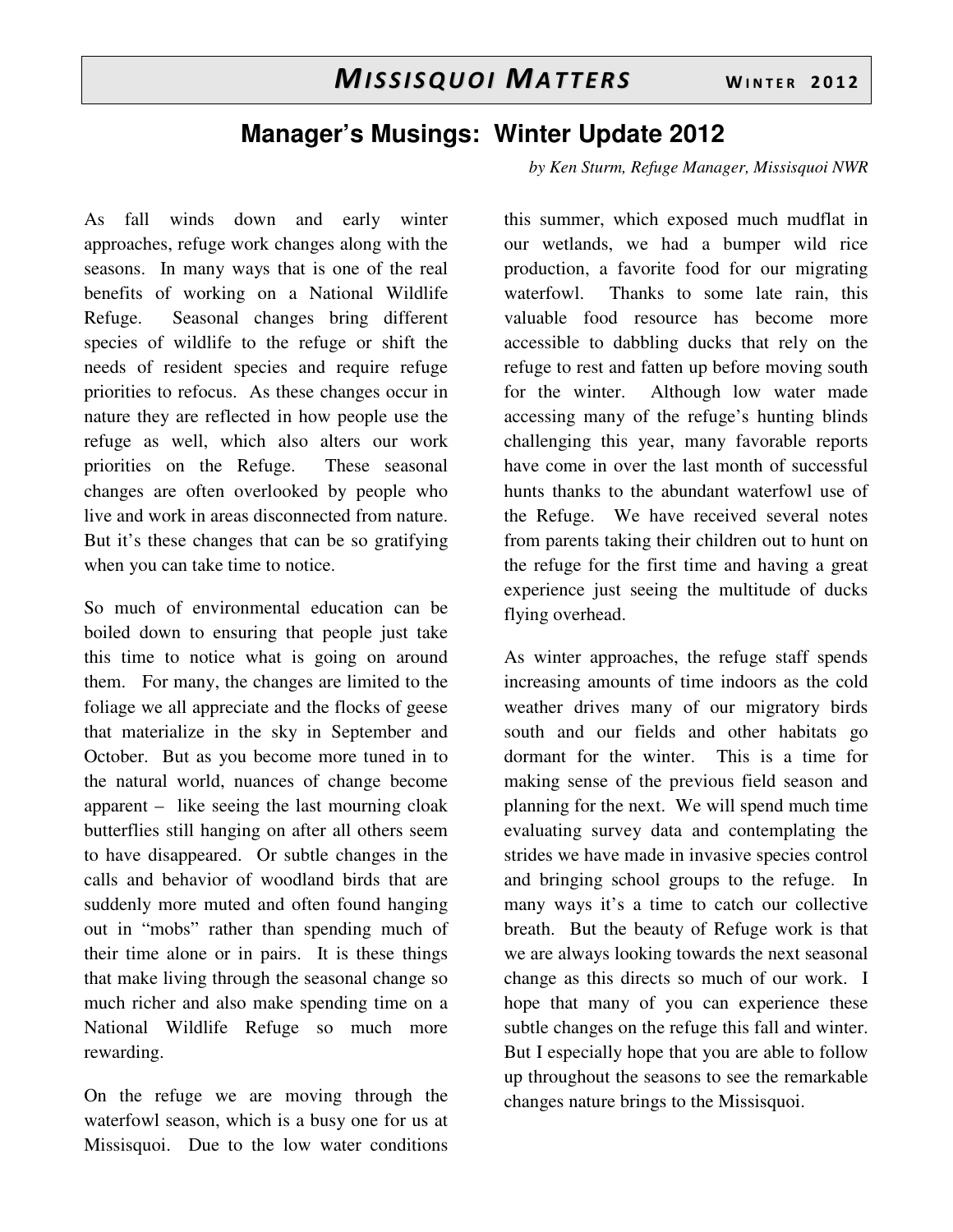# Manager's Musings: Winter Update 2012

*by Ken Sturm, Refuge Manager, Missisquoi NWR*

As fall winds down and early winter approaches, refuge work changes along with the seasons. In many ways that is one of the real benefits of working on a National Wildlife Refuge. Seasonal changes bring different species of wildlife to the refuge or shift the needs of resident species and require refuge priorities to refocus. As these changes occur in nature they are reflected in how people use the refuge as well, which also alters our work priorities on the Refuge. These seasonal changes are often overlooked by people who live and work in areas disconnected from nature. But it's these changes that can be so gratifying when you can take time to notice.

So much of environmental education can be boiled down to ensuring that people just take this time to notice what is going on around them. For many, the changes are limited to the foliage we all appreciate and the flocks of geese that materialize in the sky in September and October. But as you become more tuned in to the natural world, nuances of change become apparent – like seeing the last mourning cloak butterflies still hanging on after all others seem to have disappeared. Or subtle changes in the calls and behavior of woodland birds that are suddenly more muted and often found hanging out in "mobs" rather than spending much of their time alone or in pairs. It is these things that make living through the seasonal change so much richer and also make spending time on a National Wildlife Refuge so much more rewarding.

On the refuge we are moving through the waterfowl season, which is a busy one for us at Missisquoi. Due to the low water conditions this summer, which exposed much mudflat in our wetlands, we had a bumper wild rice production, a favorite food for our migrating waterfowl. Thanks to some late rain, this valuable food resource has become more accessible to dabbling ducks that rely on the refuge to rest and fatten up before moving south for the winter. Although low water made accessing many of the refuge's hunting blinds challenging this year, many favorable reports have come in over the last month of successful hunts thanks to the abundant waterfowl use of the Refuge. We have received several notes from parents taking their children out to hunt on the refuge for the first time and having a great experience just seeing the multitude of ducks flying overhead.

As winter approaches, the refuge staff spends increasing amounts of time indoors as the cold weather drives many of our migratory birds south and our fields and other habitats go dormant for the winter. This is a time for making sense of the previous field season and planning for the next. We will spend much time evaluating survey data and contemplating the strides we have made in invasive species control and bringing school groups to the refuge. In many ways it's a time to catch our collective breath. But the beauty of Refuge work is that we are always looking towards the next seasonal change as this directs so much of our work. I hope that many of you can experience these subtle changes on the refuge this fall and winter. But I especially hope that you are able to follow up throughout the seasons to see the remarkable changes nature brings to the Missisquoi.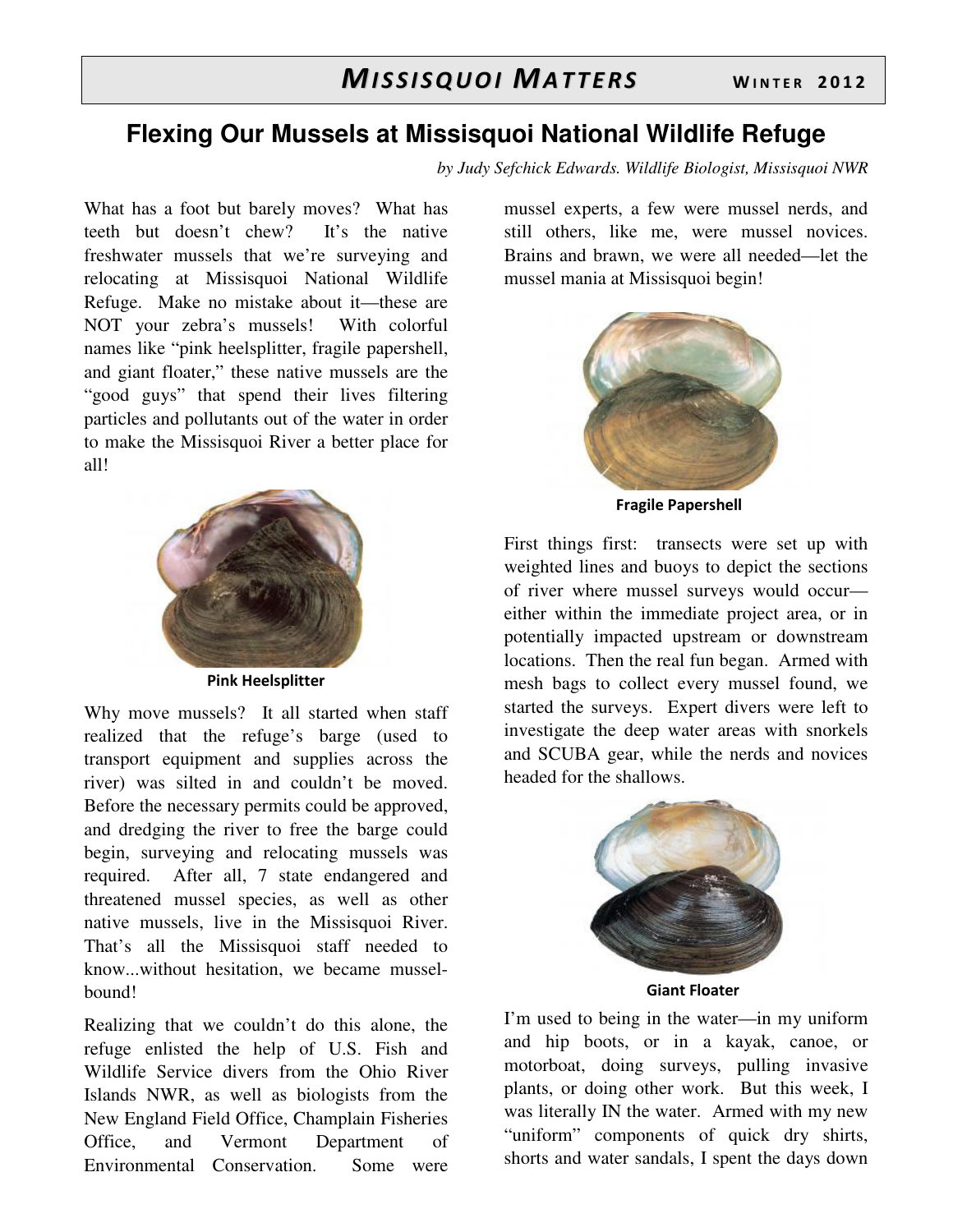# Flexing Our Mussels at Missisquoi National Wildlife Refuge

*by Judy Sefchick Edwards. Wildlife Biologist, Missisquoi NWR*

What has a foot but barely moves? What has teeth but doesn't chew? It's the native freshwater mussels that we're surveying and relocating at Missisquoi National Wildlife Refuge. Make no mistake about it—these are NOT your zebra's mussels! With colorful names like "pink heelsplitter, fragile papershell, and giant floater," these native mussels are the "good guys" that spend their lives filtering particles and pollutants out of the water in order to make the Missisquoi River a better place for all!

**Pink Heelsplitter**

Why move mussels? It all started when staff realized that the refuge's barge (used to transport equipment and supplies across the river) was silted in and couldn't be moved. Before the necessary permits could be approved, and dredging the river to free the barge could begin, surveying and relocating mussels was required. After all, 7 state endangered and threatened mussel species, as well as other native mussels, live in the Missisquoi River. That's all the Missisquoi staff needed to know...without hesitation, we became mussel-bound!

Realizing that we couldn't do this alone, the refuge enlisted the help of U.S. Fish and Wildlife Service divers from the Ohio River Islands NWR, as well as biologists from the New England Field Office, Champlain Fisheries Office, and Vermont Department of Environmental Conservation. Some were mussel experts, a few were mussel nerds, and still others, like me, were mussel novices. Brains and brawn, we were all needed—let the mussel mania at Missisquoi begin!

**Fragile Papershell**

First things first: transects were set up with weighted lines and buoys to depict the sections of river where mussel surveys would occur—either within the immediate project area, or in potentially impacted upstream or downstream locations. Then the real fun began. Armed with mesh bags to collect every mussel found, we started the surveys. Expert divers were left to investigate the deep water areas with snorkels and SCUBA gear, while the nerds and novices headed for the shallows.

**Giant Floater**

I'm used to being in the water—in my uniform and hip boots, or in a kayak, canoe, or motorboat, doing surveys, pulling invasive plants, or doing other work. But this week, I was literally IN the water. Armed with my new "uniform" components of quick dry shirts, shorts and water sandals, I spent the days down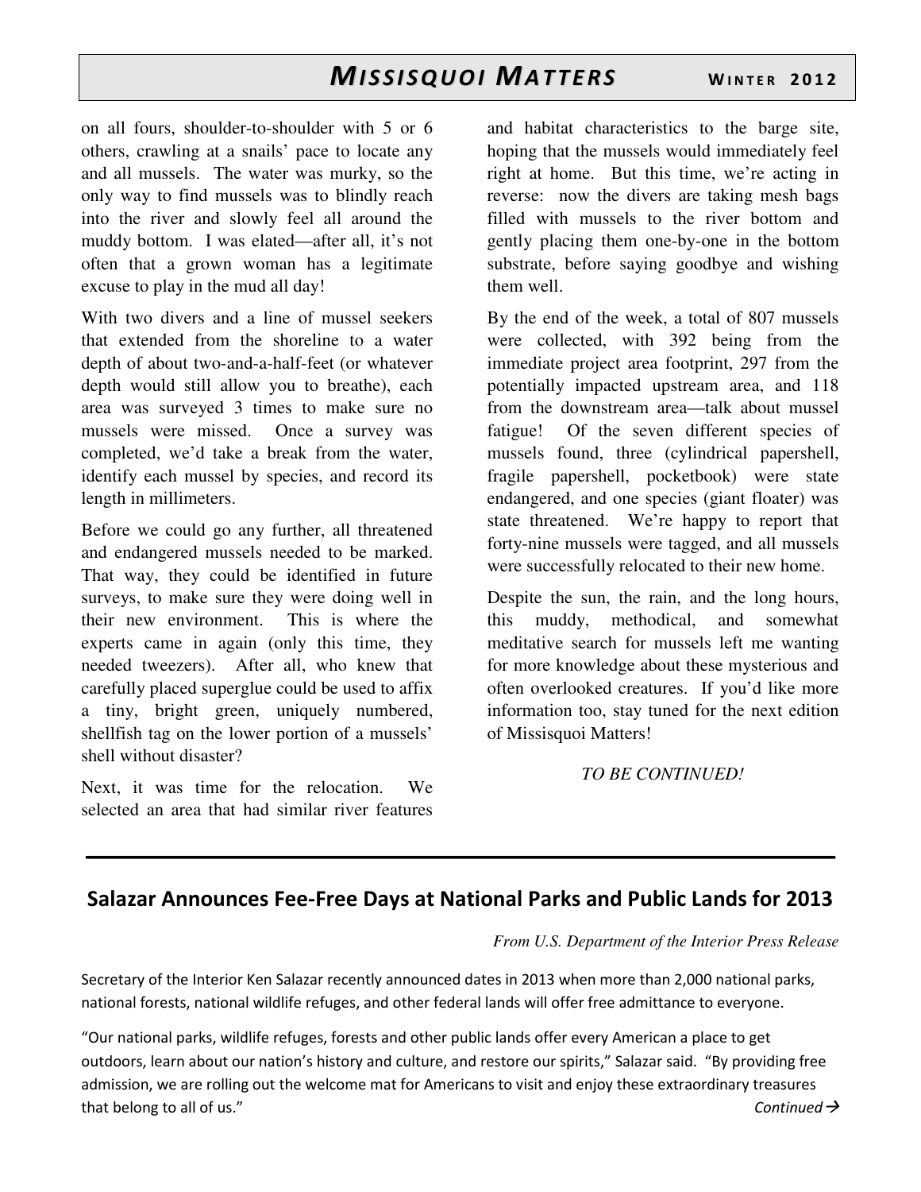on all fours, shoulder-to-shoulder with 5 or 6 others, crawling at a snails' pace to locate any and all mussels. The water was murky, so the only way to find mussels was to blindly reach into the river and slowly feel all around the muddy bottom. I was elated—after all, it's not often that a grown woman has a legitimate excuse to play in the mud all day!

With two divers and a line of mussel seekers that extended from the shoreline to a water depth of about two-and-a-half-feet (or whatever depth would still allow you to breathe), each area was surveyed 3 times to make sure no mussels were missed. Once a survey was completed, we'd take a break from the water, identify each mussel by species, and record its length in millimeters.

Before we could go any further, all threatened and endangered mussels needed to be marked. That way, they could be identified in future surveys, to make sure they were doing well in their new environment. This is where the experts came in again (only this time, they needed tweezers). After all, who knew that carefully placed superglue could be used to affix a tiny, bright green, uniquely numbered, shellfish tag on the lower portion of a mussels' shell without disaster?

Next, it was time for the relocation. We selected an area that had similar river features and habitat characteristics to the barge site, hoping that the mussels would immediately feel right at home. But this time, we're acting in reverse: now the divers are taking mesh bags filled with mussels to the river bottom and gently placing them one-by-one in the bottom substrate, before saying goodbye and wishing them well.

By the end of the week, a total of 807 mussels were collected, with 392 being from the immediate project area footprint, 297 from the potentially impacted upstream area, and 118 from the downstream area—talk about mussel fatigue! Of the seven different species of mussels found, three (cylindrical papershell, fragile papershell, pocketbook) were state endangered, and one species (giant floater) was state threatened. We're happy to report that forty-nine mussels were tagged, and all mussels were successfully relocated to their new home.

Despite the sun, the rain, and the long hours, this muddy, methodical, and somewhat meditative search for mussels left me wanting for more knowledge about these mysterious and often overlooked creatures. If you'd like more information too, stay tuned for the next edition of Missisquoi Matters!

*TO BE CONTINUED!*

---

## Salazar Announces Fee-Free Days at National Parks and Public Lands for 2013

*From U.S. Department of the Interior Press Release*

Secretary of the Interior Ken Salazar recently announced dates in 2013 when more than 2,000 national parks, national forests, national wildlife refuges, and other federal lands will offer free admittance to everyone.

"Our national parks, wildlife refuges, forests and other public lands offer every American a place to get outdoors, learn about our nation's history and culture, and restore our spirits," Salazar said. "By providing free admission, we are rolling out the welcome mat for Americans to visit and enjoy these extraordinary treasures that belong to all of us."

*Continued →*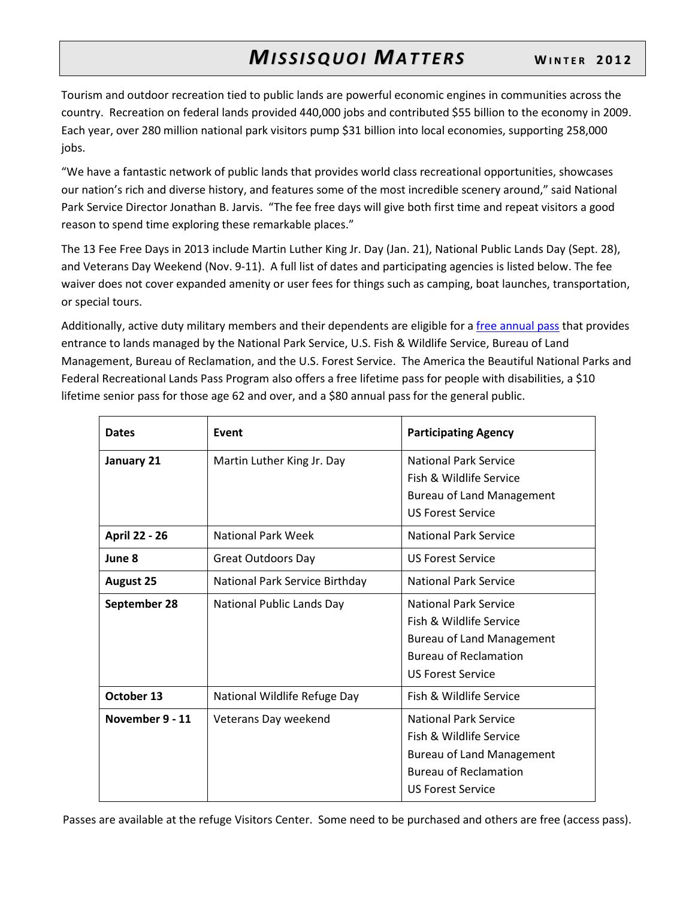Tourism and outdoor recreation tied to public lands are powerful economic engines in communities across the country. Recreation on federal lands provided 440,000 jobs and contributed $55 billion to the economy in 2009. Each year, over 280 million national park visitors pump $31 billion into local economies, supporting 258,000 jobs.

"We have a fantastic network of public lands that provides world class recreational opportunities, showcases our nation's rich and diverse history, and features some of the most incredible scenery around," said National Park Service Director Jonathan B. Jarvis. "The fee free days will give both first time and repeat visitors a good reason to spend time exploring these remarkable places."

The 13 Fee Free Days in 2013 include Martin Luther King Jr. Day (Jan. 21), National Public Lands Day (Sept. 28), and Veterans Day Weekend (Nov. 9-11). A full list of dates and participating agencies is listed below. The fee waiver does not cover expanded amenity or user fees for things such as camping, boat launches, transportation, or special tours.

Additionally, active duty military members and their dependents are eligible for a free annual pass that provides entrance to lands managed by the National Park Service, U.S. Fish & Wildlife Service, Bureau of Land Management, Bureau of Reclamation, and the U.S. Forest Service. The America the Beautiful National Parks and Federal Recreational Lands Pass Program also offers a free lifetime pass for people with disabilities, a $10 lifetime senior pass for those age 62 and over, and a $80 annual pass for the general public.

| Dates | Event | Participating Agency |
|---|---|---|
| **January 21** | Martin Luther King Jr. Day | National Park Service<br>Fish & Wildlife Service<br>Bureau of Land Management<br>US Forest Service |
| **April 22 - 26** | National Park Week | National Park Service |
| **June 8** | Great Outdoors Day | US Forest Service |
| **August 25** | National Park Service Birthday | National Park Service |
| **September 28** | National Public Lands Day | National Park Service<br>Fish & Wildlife Service<br>Bureau of Land Management<br>Bureau of Reclamation<br>US Forest Service |
| **October 13** | National Wildlife Refuge Day | Fish & Wildlife Service |
| **November 9 - 11** | Veterans Day weekend | National Park Service<br>Fish & Wildlife Service<br>Bureau of Land Management<br>Bureau of Reclamation<br>US Forest Service |

Passes are available at the refuge Visitors Center. Some need to be purchased and others are free (access pass).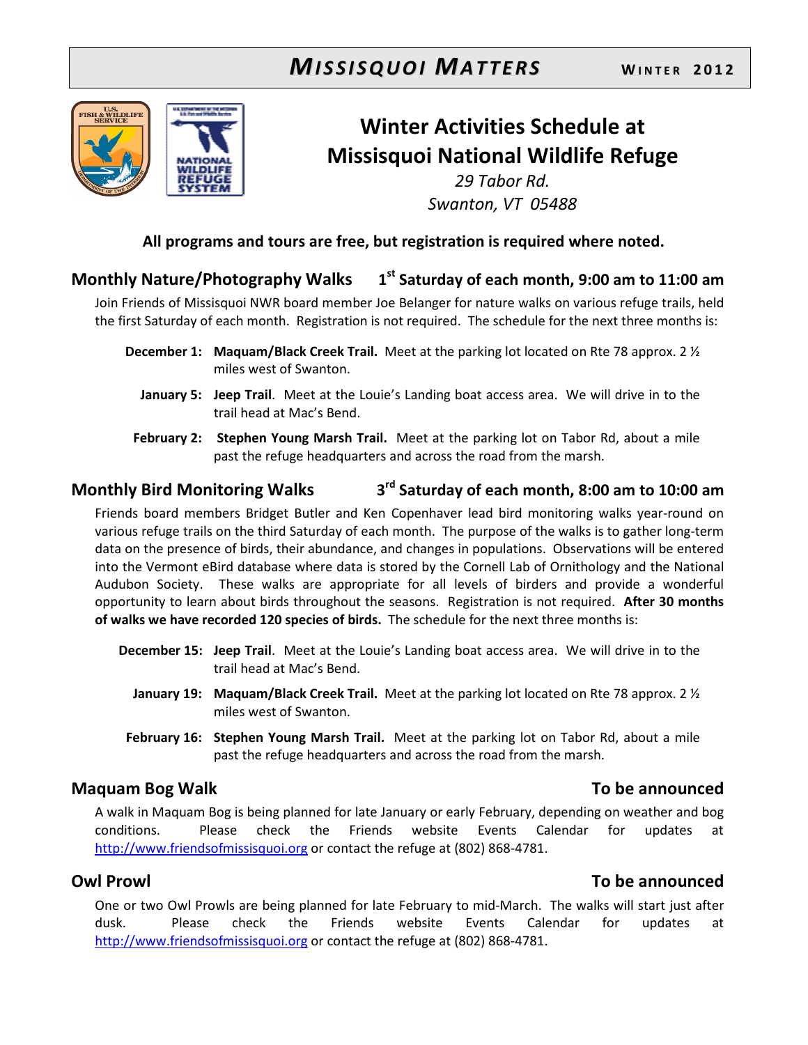**MISSISQUOI MATTERS** WINTER 2012

# Winter Activities Schedule at Missisquoi National Wildlife Refuge

*29 Tabor Rd.*
*Swanton, VT 05488*

**All programs and tours are free, but registration is required where noted.**

## Monthly Nature/Photography Walks — 1st Saturday of each month, 9:00 am to 11:00 am

Join Friends of Missisquoi NWR board member Joe Belanger for nature walks on various refuge trails, held the first Saturday of each month. Registration is not required. The schedule for the next three months is:

- **December 1:** **Maquam/Black Creek Trail.** Meet at the parking lot located on Rte 78 approx. 2 ½ miles west of Swanton.
- **January 5:** **Jeep Trail**. Meet at the Louie's Landing boat access area. We will drive in to the trail head at Mac's Bend.
- **February 2:** **Stephen Young Marsh Trail.** Meet at the parking lot on Tabor Rd, about a mile past the refuge headquarters and across the road from the marsh.

## Monthly Bird Monitoring Walks — 3rd Saturday of each month, 8:00 am to 10:00 am

Friends board members Bridget Butler and Ken Copenhaver lead bird monitoring walks year-round on various refuge trails on the third Saturday of each month. The purpose of the walks is to gather long-term data on the presence of birds, their abundance, and changes in populations. Observations will be entered into the Vermont eBird database where data is stored by the Cornell Lab of Ornithology and the National Audubon Society. These walks are appropriate for all levels of birders and provide a wonderful opportunity to learn about birds throughout the seasons. Registration is not required. **After 30 months of walks we have recorded 120 species of birds.** The schedule for the next three months is:

- **December 15:** **Jeep Trail**. Meet at the Louie's Landing boat access area. We will drive in to the trail head at Mac's Bend.
- **January 19:** **Maquam/Black Creek Trail.** Meet at the parking lot located on Rte 78 approx. 2 ½ miles west of Swanton.
- **February 16:** **Stephen Young Marsh Trail.** Meet at the parking lot on Tabor Rd, about a mile past the refuge headquarters and across the road from the marsh.

## Maquam Bog Walk — To be announced

A walk in Maquam Bog is being planned for late January or early February, depending on weather and bog conditions. Please check the Friends website Events Calendar for updates at http://www.friendsofmissisquoi.org or contact the refuge at (802) 868-4781.

## Owl Prowl — To be announced

One or two Owl Prowls are being planned for late February to mid-March. The walks will start just after dusk. Please check the Friends website Events Calendar for updates at http://www.friendsofmissisquoi.org or contact the refuge at (802) 868-4781.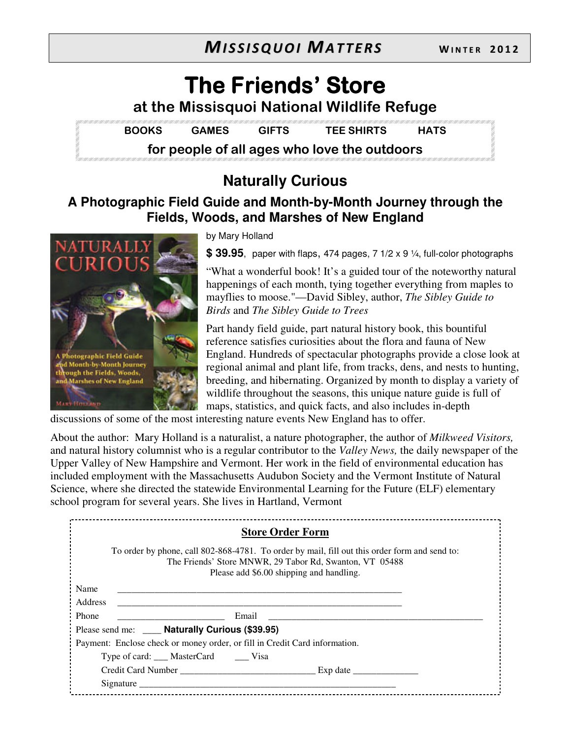# The Friends' Store

## at the Missisquoi National Wildlife Refuge

**BOOKS GAMES GIFTS TEE SHIRTS HATS**

**for people of all ages who love the outdoors**

## Naturally Curious

### A Photographic Field Guide and Month-by-Month Journey through the Fields, Woods, and Marshes of New England

by Mary Holland

**$ 39.95**, paper with flaps, 474 pages, 7 1/2 x 9 ¼, full-color photographs

"What a wonderful book! It's a guided tour of the noteworthy natural happenings of each month, tying together everything from maples to mayflies to moose."—David Sibley, author, *The Sibley Guide to Birds* and *The Sibley Guide to Trees*

Part handy field guide, part natural history book, this bountiful reference satisfies curiosities about the flora and fauna of New England. Hundreds of spectacular photographs provide a close look at regional animal and plant life, from tracks, dens, and nests to hunting, breeding, and hibernating. Organized by month to display a variety of wildlife throughout the seasons, this unique nature guide is full of maps, statistics, and quick facts, and also includes in-depth discussions of some of the most interesting nature events New England has to offer.

About the author: Mary Holland is a naturalist, a nature photographer, the author of *Milkweed Visitors,* and natural history columnist who is a regular contributor to the *Valley News,* the daily newspaper of the Upper Valley of New Hampshire and Vermont. Her work in the field of environmental education has included employment with the Massachusetts Audubon Society and the Vermont Institute of Natural Science, where she directed the statewide Environmental Learning for the Future (ELF) elementary school program for several years. She lives in Hartland, Vermont

---

**Store Order Form**

To order by phone, call 802-868-4781. To order by mail, fill out this order form and send to:
The Friends' Store MNWR, 29 Tabor Rd, Swanton, VT 05488
Please add $6.00 shipping and handling.

Name ______________________________________________________

Address ______________________________________________________

Phone ____________________ Email __________________________________________

Please send me: ____ **Naturally Curious ($39.95)**

Payment: Enclose check or money order, or fill in Credit Card information.

Type of card: ___ MasterCard ___ Visa

Credit Card Number __________________________ Exp date _____________

Signature ____________________________________________________